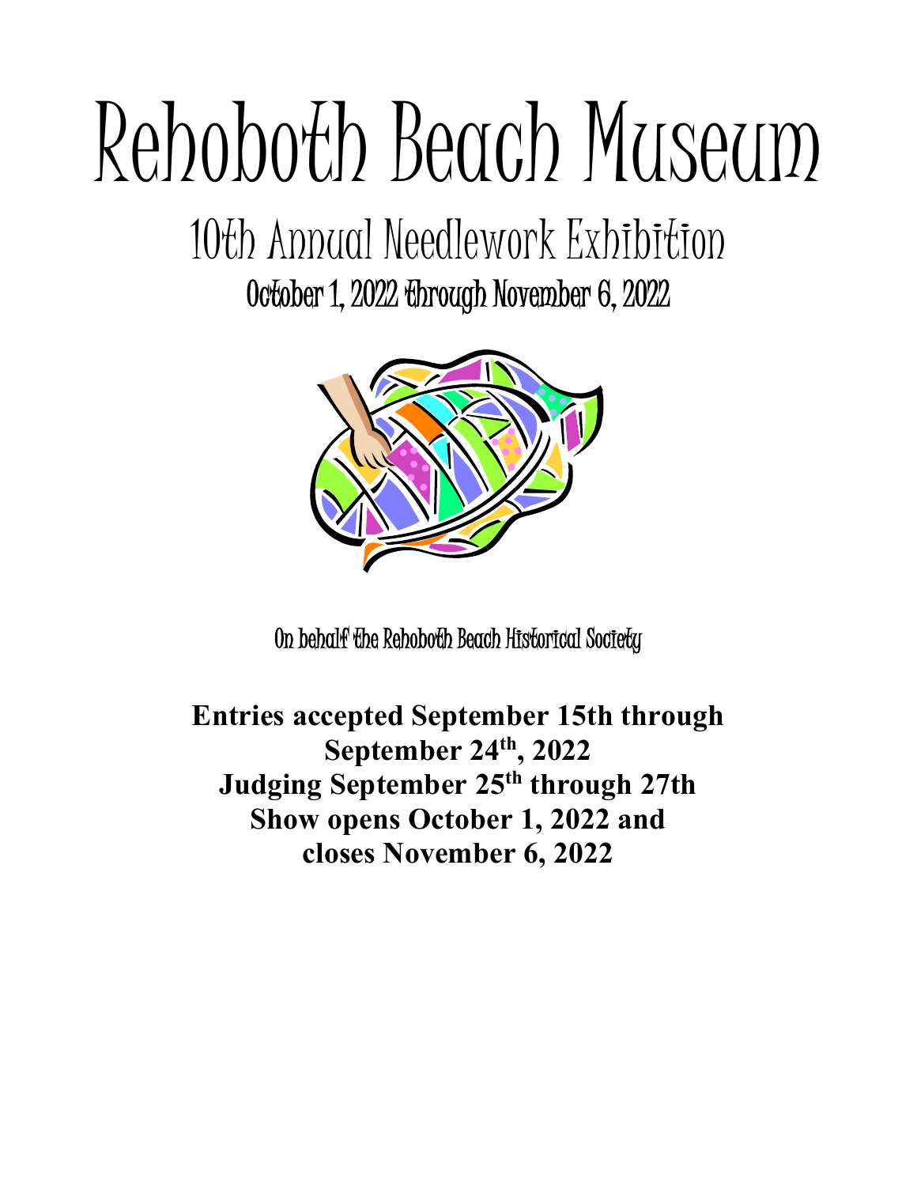# Rehoboth Beach Museum

## 10th Annual Needlework Exhibition

### October 1, 2022 Through November 6, 2022

On behalf the Rehoboth Beach Historical Society

**Entries accepted September 15th through September 24th, 2022**
**Judging September 25th through 27th**
**Show opens October 1, 2022 and closes November 6, 2022**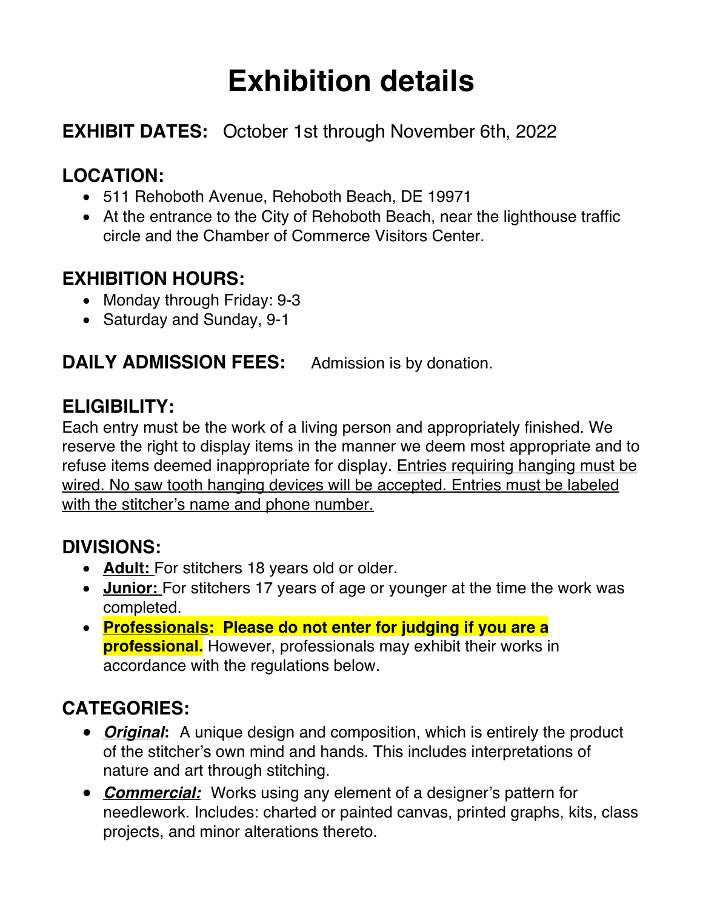# Exhibition details

## EXHIBIT DATES: October 1st through November 6th, 2022

## LOCATION:

- 511 Rehoboth Avenue, Rehoboth Beach, DE 19971
- At the entrance to the City of Rehoboth Beach, near the lighthouse traffic circle and the Chamber of Commerce Visitors Center.

## EXHIBITION HOURS:

- Monday through Friday: 9-3
- Saturday and Sunday, 9-1

## DAILY ADMISSION FEES: Admission is by donation.

## ELIGIBILITY:

Each entry must be the work of a living person and appropriately finished. We reserve the right to display items in the manner we deem most appropriate and to refuse items deemed inappropriate for display. Entries requiring hanging must be wired. No saw tooth hanging devices will be accepted. Entries must be labeled with the stitcher's name and phone number.

## DIVISIONS:

- **Adult:** For stitchers 18 years old or older.
- **Junior:** For stitchers 17 years of age or younger at the time the work was completed.
- **Professionals: Please do not enter for judging if you are a professional.** However, professionals may exhibit their works in accordance with the regulations below.

## CATEGORIES:

- ***Original*:** A unique design and composition, which is entirely the product of the stitcher's own mind and hands. This includes interpretations of nature and art through stitching.
- ***Commercial:*** Works using any element of a designer's pattern for needlework. Includes: charted or painted canvas, printed graphs, kits, class projects, and minor alterations thereto.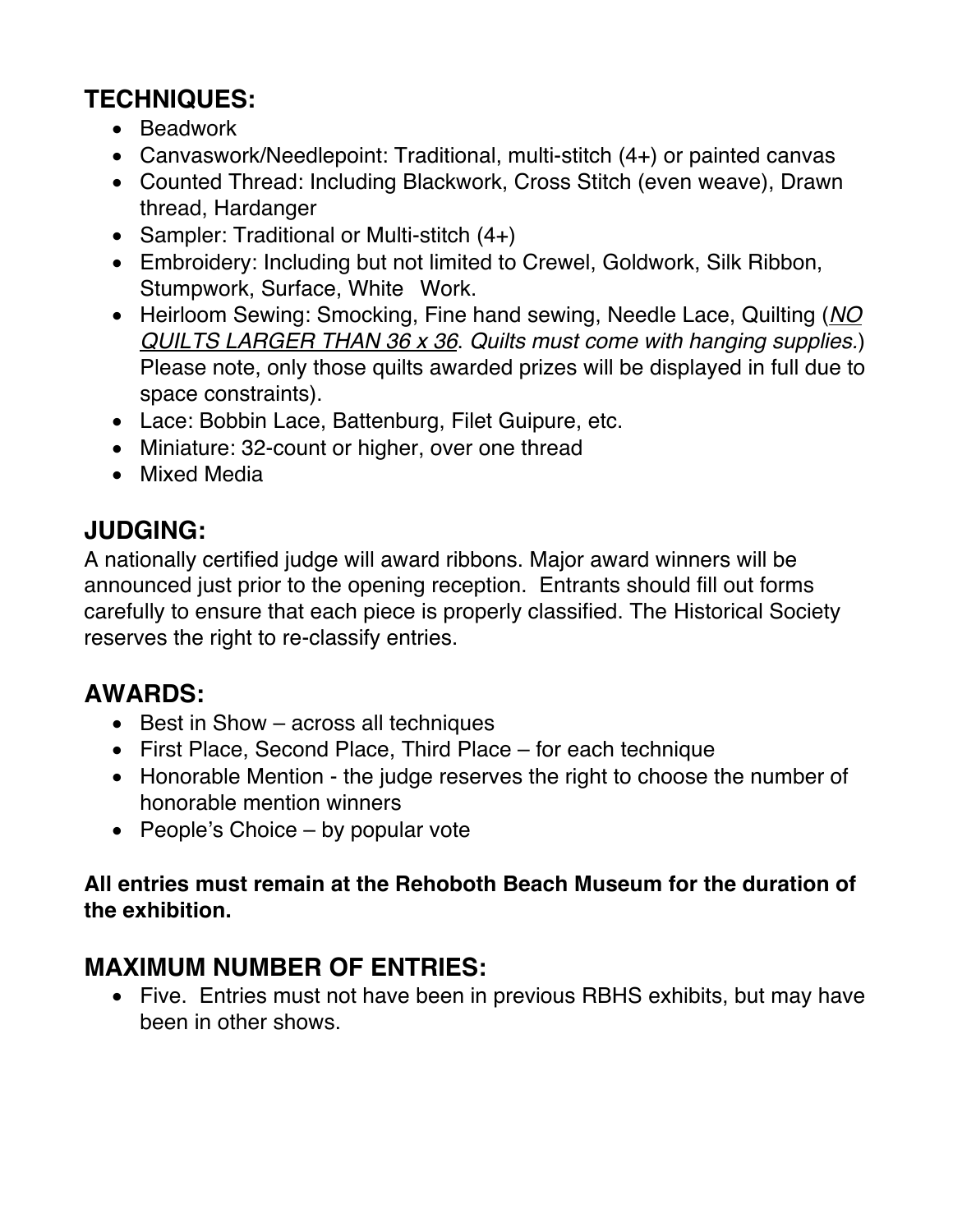## TECHNIQUES:

- Beadwork
- Canvaswork/Needlepoint: Traditional, multi-stitch (4+) or painted canvas
- Counted Thread: Including Blackwork, Cross Stitch (even weave), Drawn thread, Hardanger
- Sampler: Traditional or Multi-stitch (4+)
- Embroidery: Including but not limited to Crewel, Goldwork, Silk Ribbon, Stumpwork, Surface, White Work.
- Heirloom Sewing: Smocking, Fine hand sewing, Needle Lace, Quilting (*NO QUILTS LARGER THAN 36 x 36*. *Quilts must come with hanging supplies.*) Please note, only those quilts awarded prizes will be displayed in full due to space constraints).
- Lace: Bobbin Lace, Battenburg, Filet Guipure, etc.
- Miniature: 32-count or higher, over one thread
- Mixed Media

## JUDGING:

A nationally certified judge will award ribbons. Major award winners will be announced just prior to the opening reception. Entrants should fill out forms carefully to ensure that each piece is properly classified. The Historical Society reserves the right to re-classify entries.

## AWARDS:

- Best in Show – across all techniques
- First Place, Second Place, Third Place – for each technique
- Honorable Mention - the judge reserves the right to choose the number of honorable mention winners
- People's Choice – by popular vote

**All entries must remain at the Rehoboth Beach Museum for the duration of the exhibition.**

## MAXIMUM NUMBER OF ENTRIES:

- Five. Entries must not have been in previous RBHS exhibits, but may have been in other shows.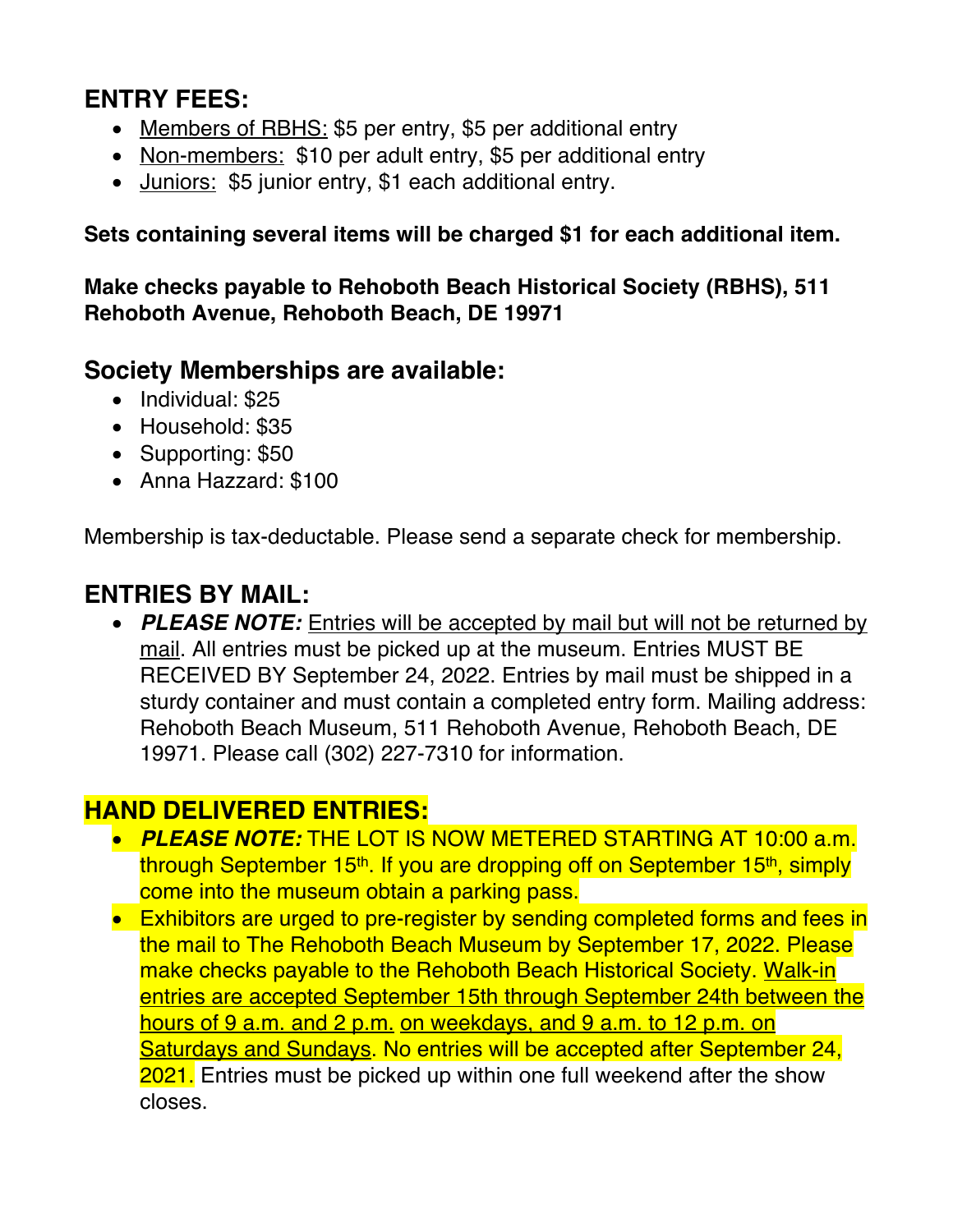## ENTRY FEES:

- Members of RBHS: $5 per entry, $5 per additional entry
- Non-members: $10 per adult entry, $5 per additional entry
- Juniors: $5 junior entry, $1 each additional entry.

**Sets containing several items will be charged $1 for each additional item.**

**Make checks payable to Rehoboth Beach Historical Society (RBHS), 511 Rehoboth Avenue, Rehoboth Beach, DE 19971**

## Society Memberships are available:

- Individual: $25
- Household: $35
- Supporting: $50
- Anna Hazzard: $100

Membership is tax-deductable. Please send a separate check for membership.

## ENTRIES BY MAIL:

- ***PLEASE NOTE:*** Entries will be accepted by mail but will not be returned by mail. All entries must be picked up at the museum. Entries MUST BE RECEIVED BY September 24, 2022. Entries by mail must be shipped in a sturdy container and must contain a completed entry form. Mailing address: Rehoboth Beach Museum, 511 Rehoboth Avenue, Rehoboth Beach, DE 19971. Please call (302) 227-7310 for information.

## HAND DELIVERED ENTRIES:

- ***PLEASE NOTE:*** THE LOT IS NOW METERED STARTING AT 10:00 a.m. through September 15th. If you are dropping off on September 15th, simply come into the museum obtain a parking pass.
- Exhibitors are urged to pre-register by sending completed forms and fees in the mail to The Rehoboth Beach Museum by September 17, 2022. Please make checks payable to the Rehoboth Beach Historical Society. Walk-in entries are accepted September 15th through September 24th between the hours of 9 a.m. and 2 p.m. on weekdays, and 9 a.m. to 12 p.m. on Saturdays and Sundays. No entries will be accepted after September 24, 2021. Entries must be picked up within one full weekend after the show closes.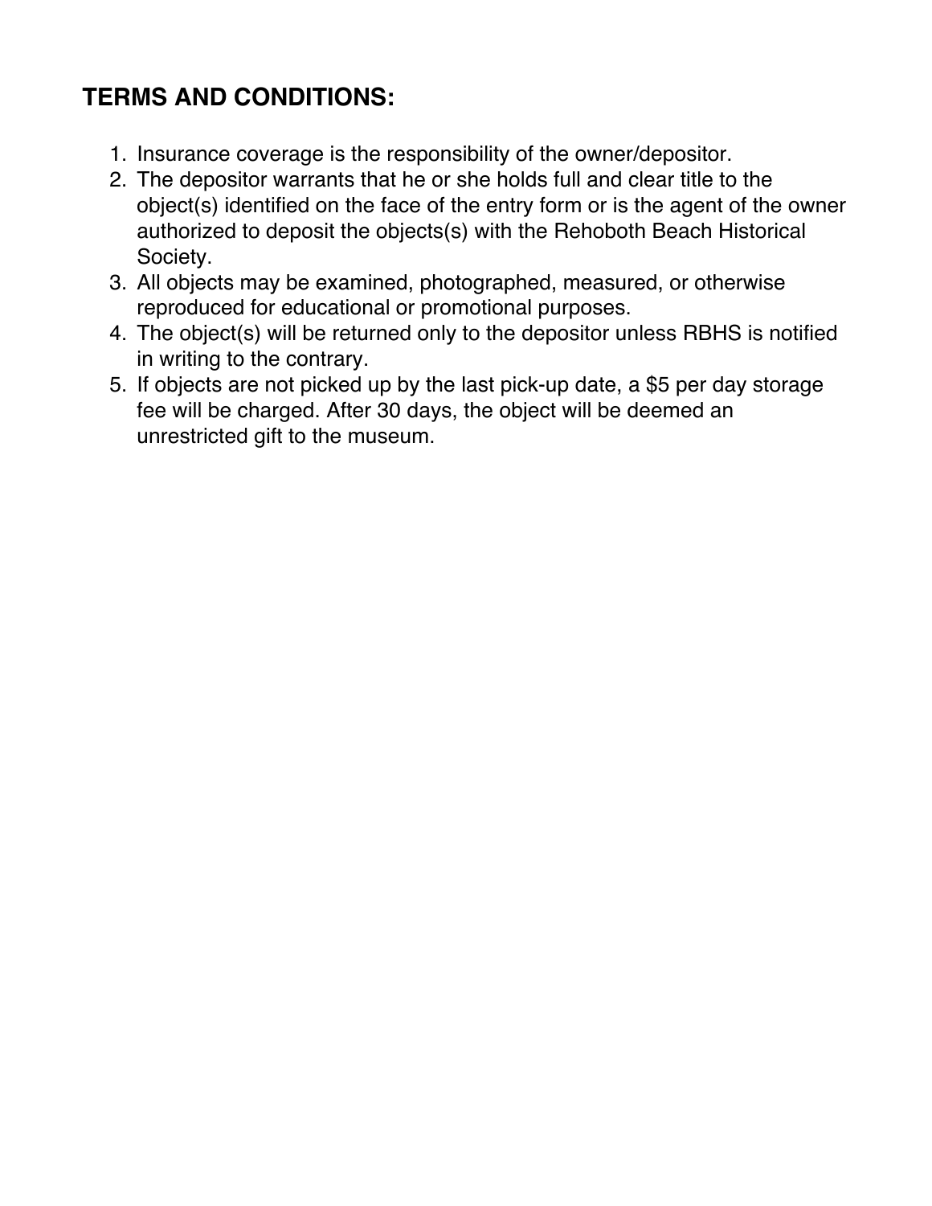## TERMS AND CONDITIONS:

1. Insurance coverage is the responsibility of the owner/depositor.
2. The depositor warrants that he or she holds full and clear title to the object(s) identified on the face of the entry form or is the agent of the owner authorized to deposit the objects(s) with the Rehoboth Beach Historical Society.
3. All objects may be examined, photographed, measured, or otherwise reproduced for educational or promotional purposes.
4. The object(s) will be returned only to the depositor unless RBHS is notified in writing to the contrary.
5. If objects are not picked up by the last pick-up date, a $5 per day storage fee will be charged. After 30 days, the object will be deemed an unrestricted gift to the museum.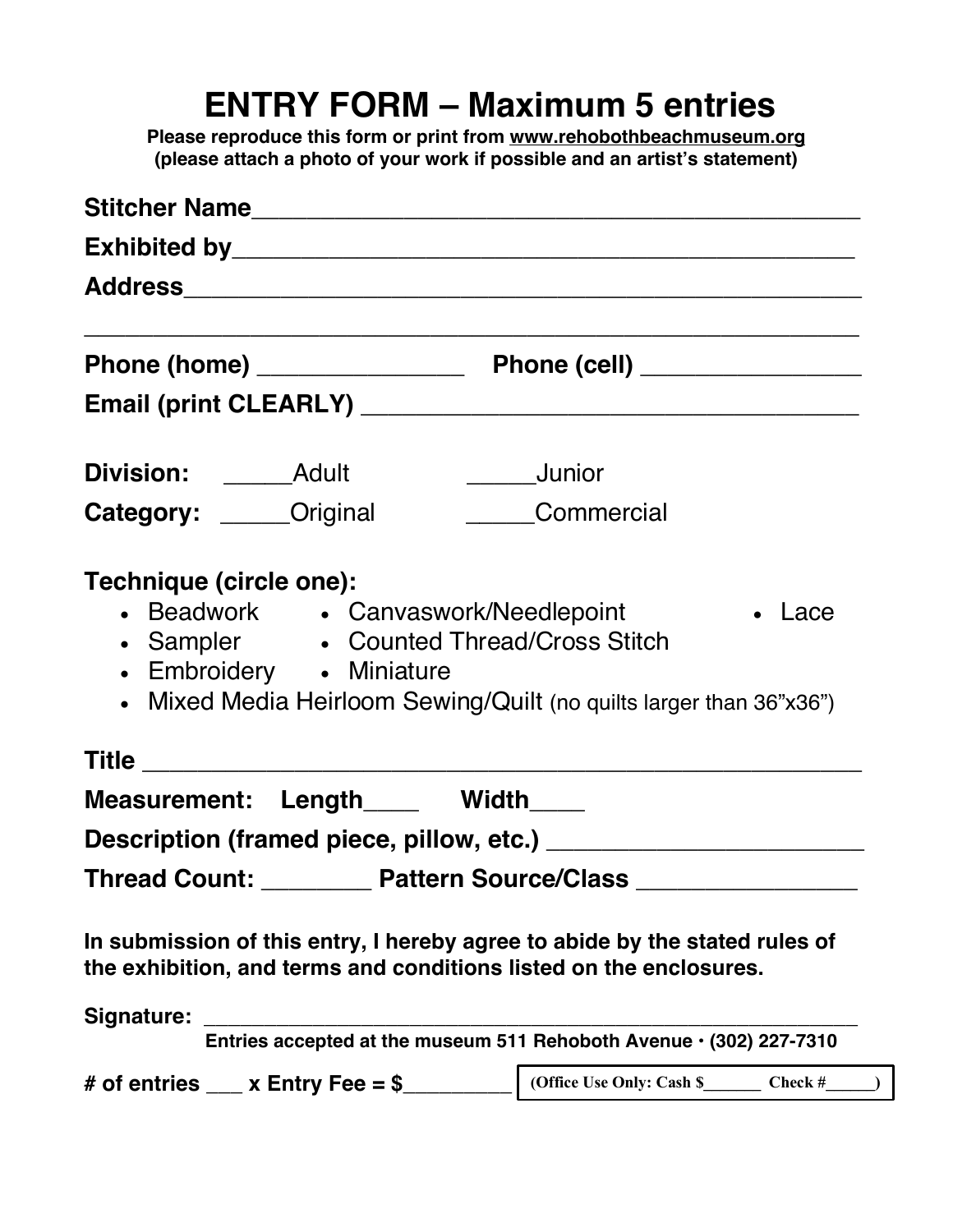# ENTRY FORM – Maximum 5 entries

**Please reproduce this form or print from www.rehobothbeachmuseum.org**
**(please attach a photo of your work if possible and an artist's statement)**

**Stitcher Name**_______________________________________________

**Exhibited by**_______________________________________________

**Address**_______________________________________________

_______________________________________________________

**Phone (home)** _______________ **Phone (cell)** _______________

**Email (print CLEARLY)** _______________________________________

**Division:** _____Adult _____Junior

**Category:** _____Original _____Commercial

**Technique (circle one):**

- Beadwork
- Canvaswork/Needlepoint
- Lace
- Sampler
- Counted Thread/Cross Stitch
- Embroidery
- Miniature
- Mixed Media Heirloom Sewing/Quilt (no quilts larger than 36"x36")

**Title** _______________________________________________

**Measurement: Length**____ **Width**____

**Description (framed piece, pillow, etc.)** _______________________

**Thread Count:** ________ **Pattern Source/Class** _______________

**In submission of this entry, I hereby agree to abide by the stated rules of the exhibition, and terms and conditions listed on the enclosures.**

**Signature:** _______________________________________________

**Entries accepted at the museum 511 Rehoboth Avenue • (302) 227-7310**

**# of entries ___ x Entry Fee = $_________**

(Office Use Only: Cash $_______ Check #______)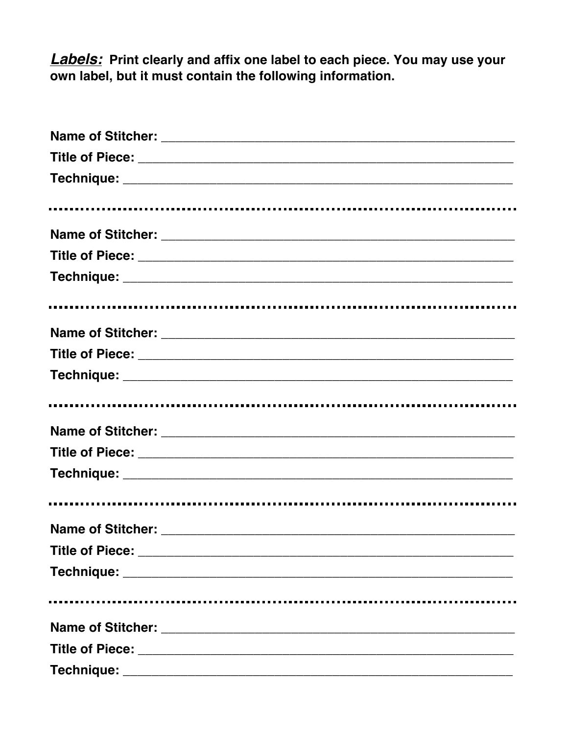***Labels:*** **Print clearly and affix one label to each piece. You may use your own label, but it must contain the following information.**

**Name of Stitcher:** ____________________________________________

**Title of Piece:** ______________________________________________

**Technique:** _________________________________________________

..........................................................................................

**Name of Stitcher:** ____________________________________________

**Title of Piece:** ______________________________________________

**Technique:** _________________________________________________

..........................................................................................

**Name of Stitcher:** ____________________________________________

**Title of Piece:** ______________________________________________

**Technique:** _________________________________________________

..........................................................................................

**Name of Stitcher:** ____________________________________________

**Title of Piece:** ______________________________________________

**Technique:** _________________________________________________

..........................................................................................

**Name of Stitcher:** ____________________________________________

**Title of Piece:** ______________________________________________

**Technique:** _________________________________________________

..........................................................................................

**Name of Stitcher:** ____________________________________________

**Title of Piece:** ______________________________________________

**Technique:** _________________________________________________